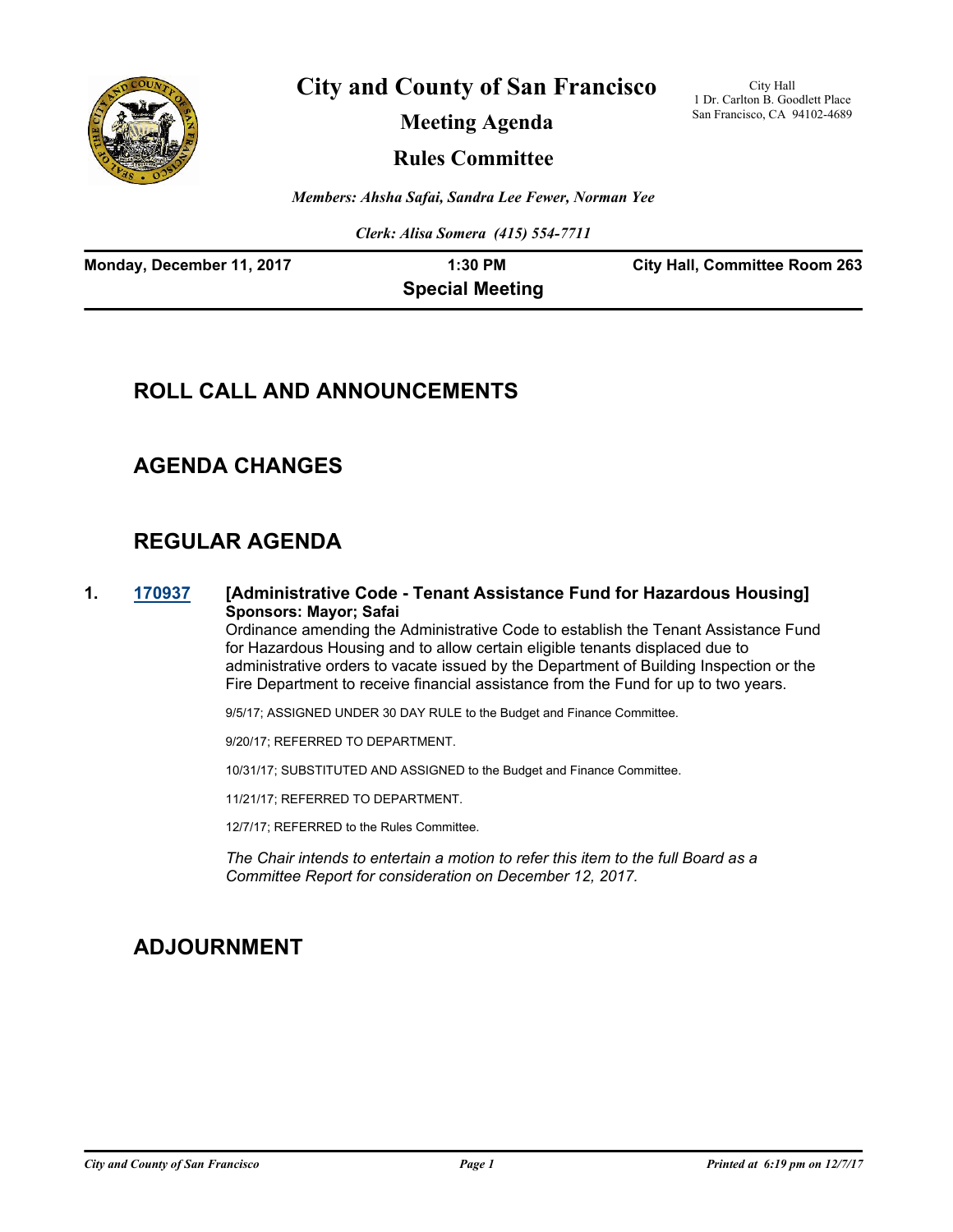# City and County of San Francisco

City Hall
1 Dr. Carlton B. Goodlett Place
San Francisco, CA 94102-4689

## Meeting Agenda

## Rules Committee

*Members: Ahsha Safai, Sandra Lee Fewer, Norman Yee*

*Clerk: Alisa Somera (415) 554-7711*

**Monday, December 11, 2017** | **1:30 PM** | **City Hall, Committee Room 263**

**Special Meeting**

## ROLL CALL AND ANNOUNCEMENTS

## AGENDA CHANGES

## REGULAR AGENDA

**1. 170937 [Administrative Code - Tenant Assistance Fund for Hazardous Housing]**

**Sponsors: Mayor; Safai**

Ordinance amending the Administrative Code to establish the Tenant Assistance Fund for Hazardous Housing and to allow certain eligible tenants displaced due to administrative orders to vacate issued by the Department of Building Inspection or the Fire Department to receive financial assistance from the Fund for up to two years.

9/5/17; ASSIGNED UNDER 30 DAY RULE to the Budget and Finance Committee.

9/20/17; REFERRED TO DEPARTMENT.

10/31/17; SUBSTITUTED AND ASSIGNED to the Budget and Finance Committee.

11/21/17; REFERRED TO DEPARTMENT.

12/7/17; REFERRED to the Rules Committee.

*The Chair intends to entertain a motion to refer this item to the full Board as a Committee Report for consideration on December 12, 2017.*

## ADJOURNMENT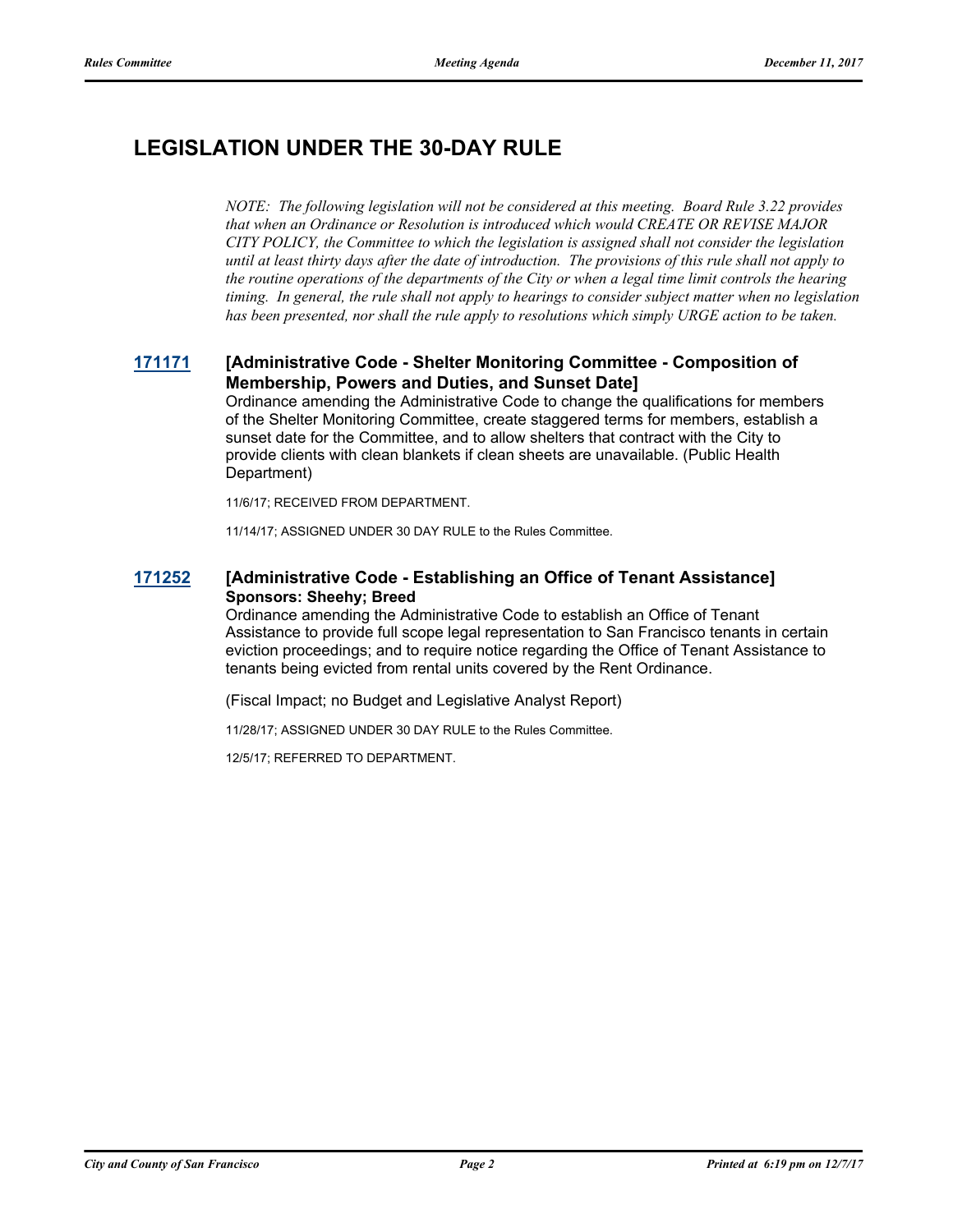## LEGISLATION UNDER THE 30-DAY RULE

*NOTE: The following legislation will not be considered at this meeting. Board Rule 3.22 provides that when an Ordinance or Resolution is introduced which would CREATE OR REVISE MAJOR CITY POLICY, the Committee to which the legislation is assigned shall not consider the legislation until at least thirty days after the date of introduction. The provisions of this rule shall not apply to the routine operations of the departments of the City or when a legal time limit controls the hearing timing. In general, the rule shall not apply to hearings to consider subject matter when no legislation has been presented, nor shall the rule apply to resolutions which simply URGE action to be taken.*

### 171171 [Administrative Code - Shelter Monitoring Committee - Composition of Membership, Powers and Duties, and Sunset Date]

Ordinance amending the Administrative Code to change the qualifications for members of the Shelter Monitoring Committee, create staggered terms for members, establish a sunset date for the Committee, and to allow shelters that contract with the City to provide clients with clean blankets if clean sheets are unavailable. (Public Health Department)

11/6/17; RECEIVED FROM DEPARTMENT.

11/14/17; ASSIGNED UNDER 30 DAY RULE to the Rules Committee.

### 171252 [Administrative Code - Establishing an Office of Tenant Assistance]

**Sponsors: Sheehy; Breed**

Ordinance amending the Administrative Code to establish an Office of Tenant Assistance to provide full scope legal representation to San Francisco tenants in certain eviction proceedings; and to require notice regarding the Office of Tenant Assistance to tenants being evicted from rental units covered by the Rent Ordinance.

(Fiscal Impact; no Budget and Legislative Analyst Report)

11/28/17; ASSIGNED UNDER 30 DAY RULE to the Rules Committee.

12/5/17; REFERRED TO DEPARTMENT.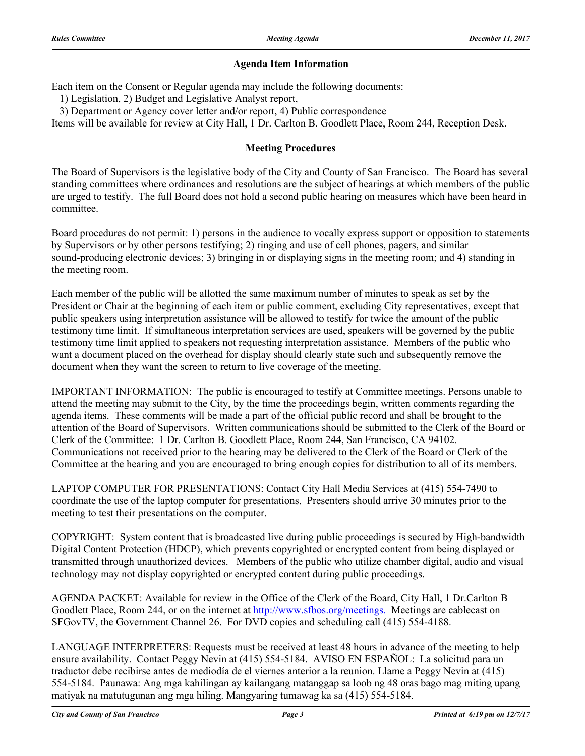## Agenda Item Information

Each item on the Consent or Regular agenda may include the following documents:

1) Legislation, 2) Budget and Legislative Analyst report,

3) Department or Agency cover letter and/or report, 4) Public correspondence

Items will be available for review at City Hall, 1 Dr. Carlton B. Goodlett Place, Room 244, Reception Desk.

## Meeting Procedures

The Board of Supervisors is the legislative body of the City and County of San Francisco. The Board has several standing committees where ordinances and resolutions are the subject of hearings at which members of the public are urged to testify. The full Board does not hold a second public hearing on measures which have been heard in committee.

Board procedures do not permit: 1) persons in the audience to vocally express support or opposition to statements by Supervisors or by other persons testifying; 2) ringing and use of cell phones, pagers, and similar sound-producing electronic devices; 3) bringing in or displaying signs in the meeting room; and 4) standing in the meeting room.

Each member of the public will be allotted the same maximum number of minutes to speak as set by the President or Chair at the beginning of each item or public comment, excluding City representatives, except that public speakers using interpretation assistance will be allowed to testify for twice the amount of the public testimony time limit. If simultaneous interpretation services are used, speakers will be governed by the public testimony time limit applied to speakers not requesting interpretation assistance. Members of the public who want a document placed on the overhead for display should clearly state such and subsequently remove the document when they want the screen to return to live coverage of the meeting.

IMPORTANT INFORMATION: The public is encouraged to testify at Committee meetings. Persons unable to attend the meeting may submit to the City, by the time the proceedings begin, written comments regarding the agenda items. These comments will be made a part of the official public record and shall be brought to the attention of the Board of Supervisors. Written communications should be submitted to the Clerk of the Board or Clerk of the Committee: 1 Dr. Carlton B. Goodlett Place, Room 244, San Francisco, CA 94102. Communications not received prior to the hearing may be delivered to the Clerk of the Board or Clerk of the Committee at the hearing and you are encouraged to bring enough copies for distribution to all of its members.

LAPTOP COMPUTER FOR PRESENTATIONS: Contact City Hall Media Services at (415) 554-7490 to coordinate the use of the laptop computer for presentations. Presenters should arrive 30 minutes prior to the meeting to test their presentations on the computer.

COPYRIGHT: System content that is broadcasted live during public proceedings is secured by High-bandwidth Digital Content Protection (HDCP), which prevents copyrighted or encrypted content from being displayed or transmitted through unauthorized devices. Members of the public who utilize chamber digital, audio and visual technology may not display copyrighted or encrypted content during public proceedings.

AGENDA PACKET: Available for review in the Office of the Clerk of the Board, City Hall, 1 Dr.Carlton B Goodlett Place, Room 244, or on the internet at http://www.sfbos.org/meetings. Meetings are cablecast on SFGovTV, the Government Channel 26. For DVD copies and scheduling call (415) 554-4188.

LANGUAGE INTERPRETERS: Requests must be received at least 48 hours in advance of the meeting to help ensure availability. Contact Peggy Nevin at (415) 554-5184. AVISO EN ESPAÑOL: La solicitud para un traductor debe recibirse antes de mediodía de el viernes anterior a la reunion. Llame a Peggy Nevin at (415) 554-5184. Paunawa: Ang mga kahilingan ay kailangang matanggap sa loob ng 48 oras bago mag miting upang matiyak na matutugunan ang mga hiling. Mangyaring tumawag ka sa (415) 554-5184.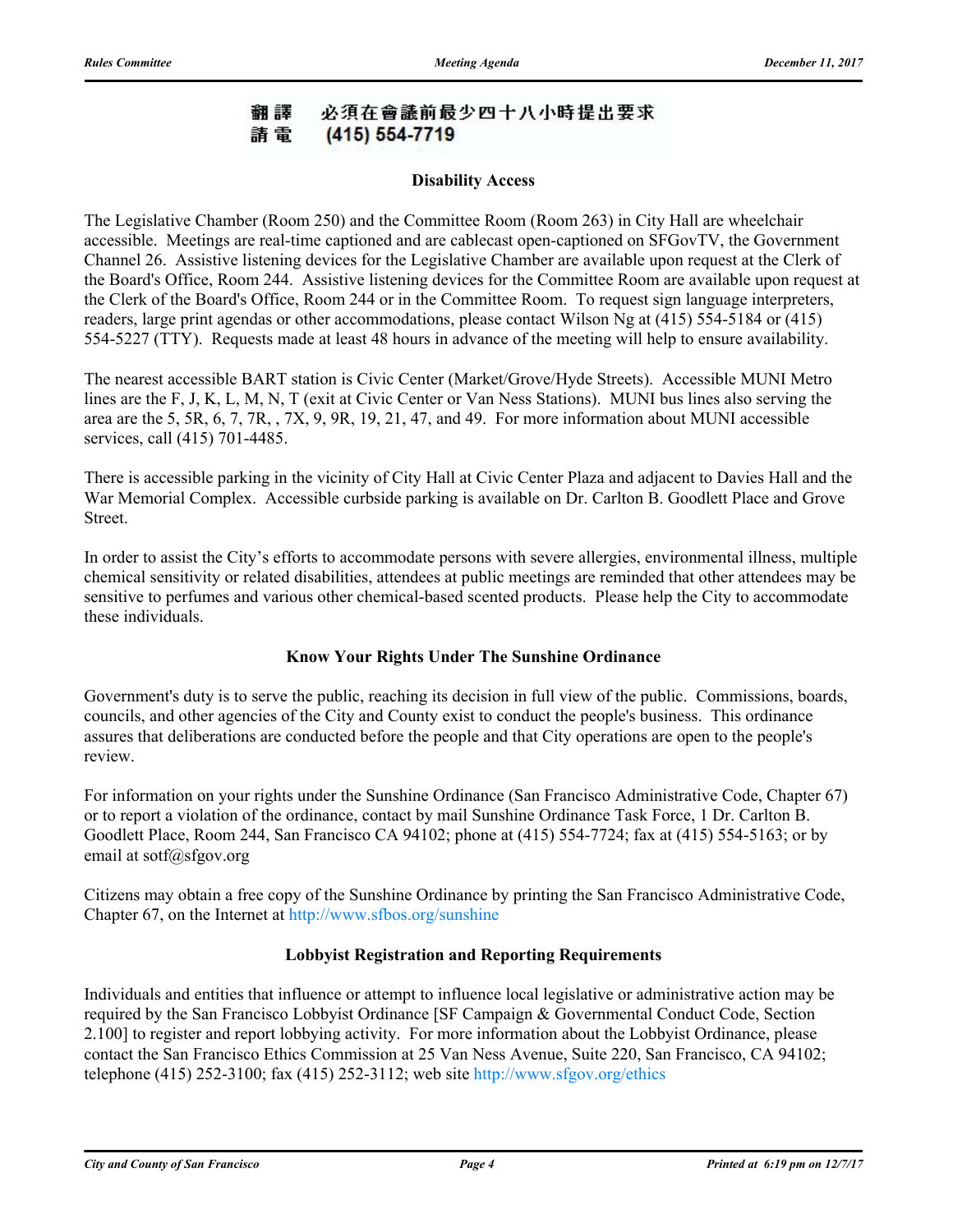翻譯　必須在會議前最少四十八小時提出要求
請電　(415) 554-7719

## Disability Access

The Legislative Chamber (Room 250) and the Committee Room (Room 263) in City Hall are wheelchair accessible. Meetings are real-time captioned and are cablecast open-captioned on SFGovTV, the Government Channel 26. Assistive listening devices for the Legislative Chamber are available upon request at the Clerk of the Board's Office, Room 244. Assistive listening devices for the Committee Room are available upon request at the Clerk of the Board's Office, Room 244 or in the Committee Room. To request sign language interpreters, readers, large print agendas or other accommodations, please contact Wilson Ng at (415) 554-5184 or (415) 554-5227 (TTY). Requests made at least 48 hours in advance of the meeting will help to ensure availability.

The nearest accessible BART station is Civic Center (Market/Grove/Hyde Streets). Accessible MUNI Metro lines are the F, J, K, L, M, N, T (exit at Civic Center or Van Ness Stations). MUNI bus lines also serving the area are the 5, 5R, 6, 7, 7R, , 7X, 9, 9R, 19, 21, 47, and 49. For more information about MUNI accessible services, call (415) 701-4485.

There is accessible parking in the vicinity of City Hall at Civic Center Plaza and adjacent to Davies Hall and the War Memorial Complex. Accessible curbside parking is available on Dr. Carlton B. Goodlett Place and Grove Street.

In order to assist the City's efforts to accommodate persons with severe allergies, environmental illness, multiple chemical sensitivity or related disabilities, attendees at public meetings are reminded that other attendees may be sensitive to perfumes and various other chemical-based scented products. Please help the City to accommodate these individuals.

## Know Your Rights Under The Sunshine Ordinance

Government's duty is to serve the public, reaching its decision in full view of the public. Commissions, boards, councils, and other agencies of the City and County exist to conduct the people's business. This ordinance assures that deliberations are conducted before the people and that City operations are open to the people's review.

For information on your rights under the Sunshine Ordinance (San Francisco Administrative Code, Chapter 67) or to report a violation of the ordinance, contact by mail Sunshine Ordinance Task Force, 1 Dr. Carlton B. Goodlett Place, Room 244, San Francisco CA 94102; phone at (415) 554-7724; fax at (415) 554-5163; or by email at sotf@sfgov.org

Citizens may obtain a free copy of the Sunshine Ordinance by printing the San Francisco Administrative Code, Chapter 67, on the Internet at http://www.sfbos.org/sunshine

## Lobbyist Registration and Reporting Requirements

Individuals and entities that influence or attempt to influence local legislative or administrative action may be required by the San Francisco Lobbyist Ordinance [SF Campaign & Governmental Conduct Code, Section 2.100] to register and report lobbying activity. For more information about the Lobbyist Ordinance, please contact the San Francisco Ethics Commission at 25 Van Ness Avenue, Suite 220, San Francisco, CA 94102; telephone (415) 252-3100; fax (415) 252-3112; web site http://www.sfgov.org/ethics